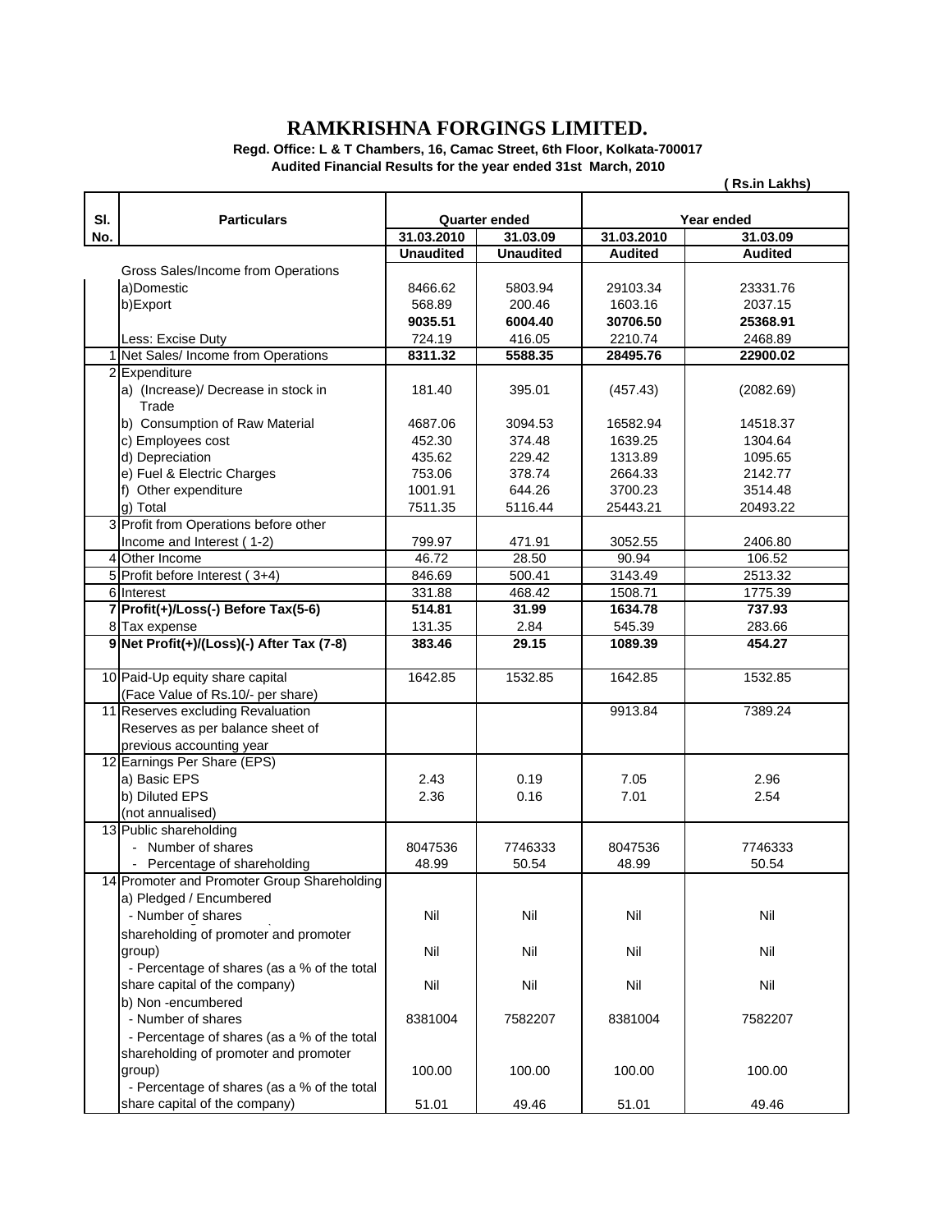# RAMKRISHNA FORGINGS LIMITED.

**Regd. Office: L & T Chambers, 16, Camac Street, 6th Floor, Kolkata-700017**

**Audited Financial Results for the year ended 31st March, 2010**

**( Rs.in Lakhs)**

| Sl. No. | Particulars | Quarter ended | | Year ended | |
|---|---|---|---|---|---|
| | | **31.03.2010** | **31.03.09** | **31.03.2010** | **31.03.09** |
| | | **Unaudited** | **Unaudited** | **Audited** | **Audited** |
| | Gross Sales/Income from Operations | | | | |
| | a)Domestic | 8466.62 | 5803.94 | 29103.34 | 23331.76 |
| | b)Export | 568.89 | 200.46 | 1603.16 | 2037.15 |
| | | **9035.51** | **6004.40** | **30706.50** | **25368.91** |
| | Less: Excise Duty | 724.19 | 416.05 | 2210.74 | 2468.89 |
| 1 | Net Sales/ Income from Operations | **8311.32** | **5588.35** | **28495.76** | **22900.02** |
| 2 | Expenditure | | | | |
| | a) (Increase)/ Decrease in stock in Trade | 181.40 | 395.01 | (457.43) | (2082.69) |
| | b) Consumption of Raw Material | 4687.06 | 3094.53 | 16582.94 | 14518.37 |
| | c) Employees cost | 452.30 | 374.48 | 1639.25 | 1304.64 |
| | d) Depreciation | 435.62 | 229.42 | 1313.89 | 1095.65 |
| | e) Fuel & Electric Charges | 753.06 | 378.74 | 2664.33 | 2142.77 |
| | f) Other expenditure | 1001.91 | 644.26 | 3700.23 | 3514.48 |
| | g) Total | 7511.35 | 5116.44 | 25443.21 | 20493.22 |
| 3 | Profit from Operations before other Income and Interest ( 1-2) | 799.97 | 471.91 | 3052.55 | 2406.80 |
| 4 | Other Income | 46.72 | 28.50 | 90.94 | 106.52 |
| 5 | Profit before Interest ( 3+4) | 846.69 | 500.41 | 3143.49 | 2513.32 |
| 6 | Interest | 331.88 | 468.42 | 1508.71 | 1775.39 |
| 7 | **Profit(+)/Loss(-) Before Tax(5-6)** | **514.81** | **31.99** | **1634.78** | **737.93** |
| 8 | Tax expense | 131.35 | 2.84 | 545.39 | 283.66 |
| 9 | **Net Profit(+)/(Loss)(-) After Tax (7-8)** | **383.46** | **29.15** | **1089.39** | **454.27** |
| 10 | Paid-Up equity share capital (Face Value of Rs.10/- per share) | 1642.85 | 1532.85 | 1642.85 | 1532.85 |
| 11 | Reserves excluding Revaluation Reserves as per balance sheet of previous accounting year | | | 9913.84 | 7389.24 |
| 12 | Earnings Per Share (EPS) | | | | |
| | a) Basic EPS | 2.43 | 0.19 | 7.05 | 2.96 |
| | b) Diluted EPS | 2.36 | 0.16 | 7.01 | 2.54 |
| | (not annualised) | | | | |
| 13 | Public shareholding | | | | |
| | - Number of shares | 8047536 | 7746333 | 8047536 | 7746333 |
| | - Percentage of shareholding | 48.99 | 50.54 | 48.99 | 50.54 |
| 14 | Promoter and Promoter Group Shareholding | | | | |
| | a) Pledged / Encumbered | | | | |
| | - Number of shares | Nil | Nil | Nil | Nil |
| | - Percentage of shares (as a % of the total shareholding of promoter and promoter group) | Nil | Nil | Nil | Nil |
| | - Percentage of shares (as a % of the total share capital of the company) | Nil | Nil | Nil | Nil |
| | b) Non -encumbered | | | | |
| | - Number of shares | 8381004 | 7582207 | 8381004 | 7582207 |
| | - Percentage of shares (as a % of the total shareholding of promoter and promoter group) | 100.00 | 100.00 | 100.00 | 100.00 |
| | - Percentage of shares (as a % of the total share capital of the company) | 51.01 | 49.46 | 51.01 | 49.46 |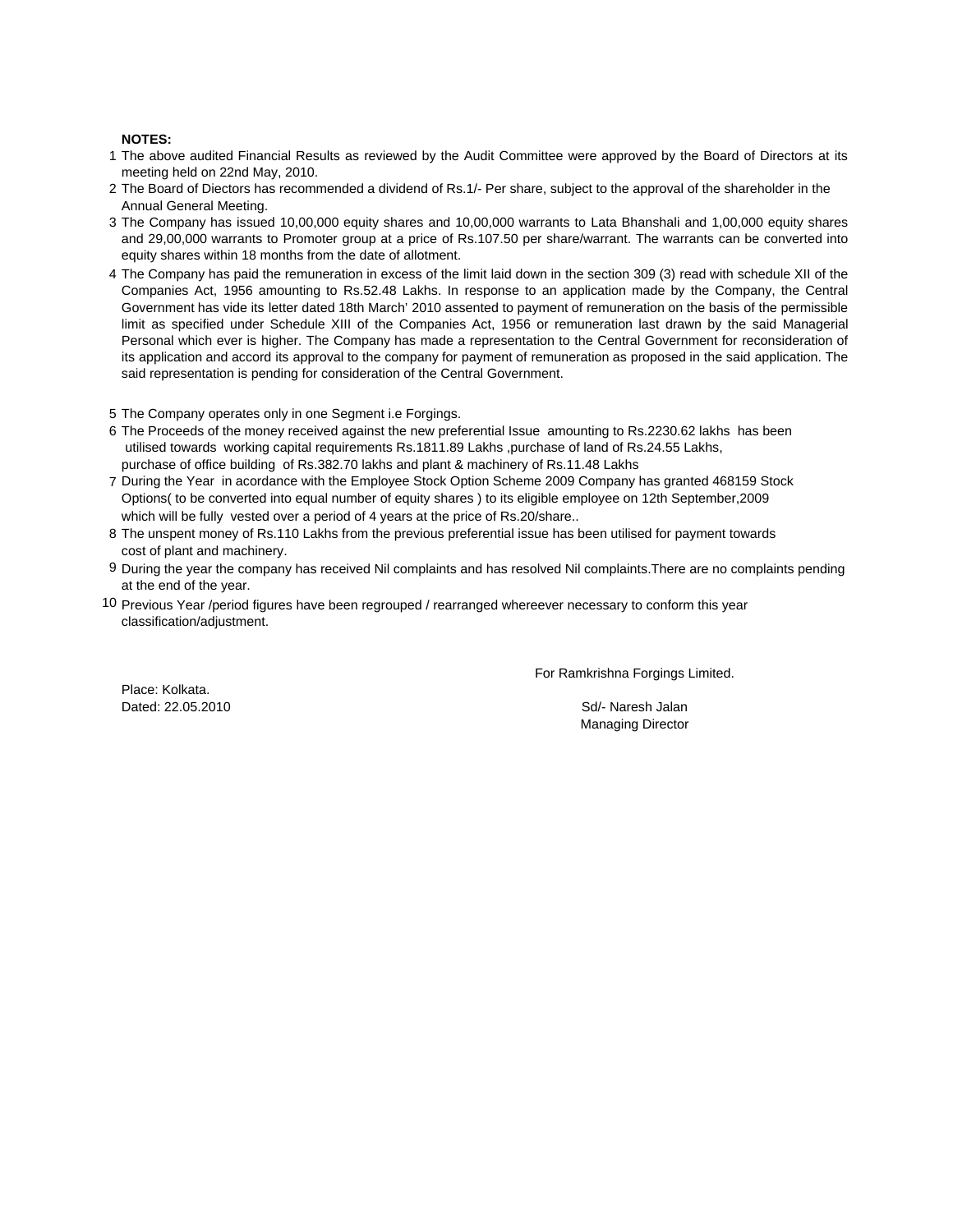**NOTES:**

1. The above audited Financial Results as reviewed by the Audit Committee were approved by the Board of Directors at its meeting held on 22nd May, 2010.
2. The Board of Diectors has recommended a dividend of Rs.1/- Per share, subject to the approval of the shareholder in the Annual General Meeting.
3. The Company has issued 10,00,000 equity shares and 10,00,000 warrants to Lata Bhanshali and 1,00,000 equity shares and 29,00,000 warrants to Promoter group at a price of Rs.107.50 per share/warrant. The warrants can be converted into equity shares within 18 months from the date of allotment.
4. The Company has paid the remuneration in excess of the limit laid down in the section 309 (3) read with schedule XII of the Companies Act, 1956 amounting to Rs.52.48 Lakhs. In response to an application made by the Company, the Central Government has vide its letter dated 18th March' 2010 assented to payment of remuneration on the basis of the permissible limit as specified under Schedule XIII of the Companies Act, 1956 or remuneration last drawn by the said Managerial Personal which ever is higher. The Company has made a representation to the Central Government for reconsideration of its application and accord its approval to the company for payment of remuneration as proposed in the said application. The said representation is pending for consideration of the Central Government.
5. The Company operates only in one Segment i.e Forgings.
6. The Proceeds of the money received against the new preferential Issue amounting to Rs.2230.62 lakhs has been utilised towards working capital requirements Rs.1811.89 Lakhs ,purchase of land of Rs.24.55 Lakhs, purchase of office building of Rs.382.70 lakhs and plant & machinery of Rs.11.48 Lakhs
7. During the Year in acordance with the Employee Stock Option Scheme 2009 Company has granted 468159 Stock Options( to be converted into equal number of equity shares ) to its eligible employee on 12th September,2009 which will be fully vested over a period of 4 years at the price of Rs.20/share..
8. The unspent money of Rs.110 Lakhs from the previous preferential issue has been utilised for payment towards cost of plant and machinery.
9. During the year the company has received Nil complaints and has resolved Nil complaints.There are no complaints pending at the end of the year.
10. Previous Year /period figures have been regrouped / rearranged whereever necessary to conform this year classification/adjustment.

For Ramkrishna Forgings Limited.

Place: Kolkata.
Dated: 22.05.2010

Sd/- Naresh Jalan
Managing Director